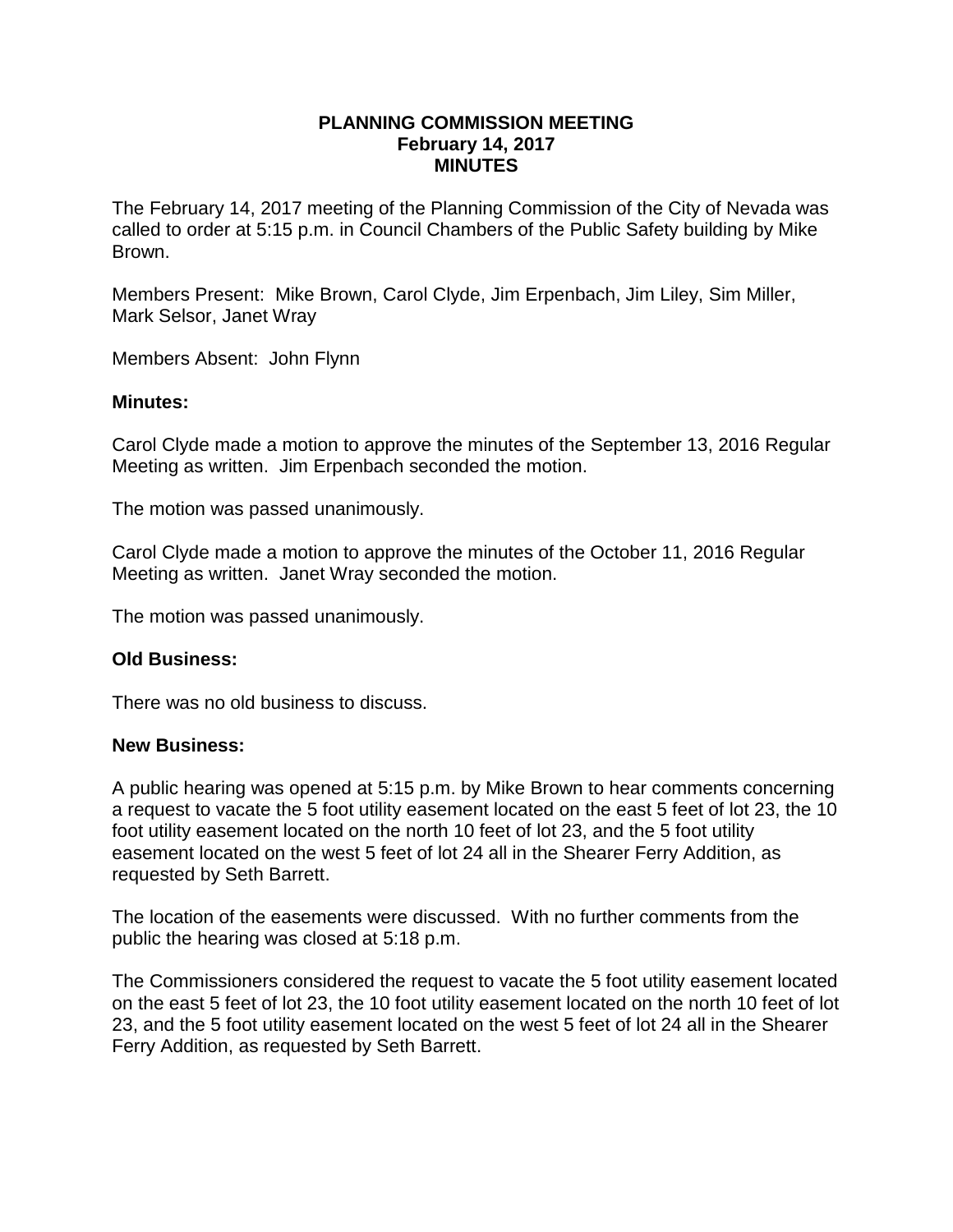**PLANNING COMMISSION MEETING**
**February 14, 2017**
**MINUTES**

The February 14, 2017 meeting of the Planning Commission of the City of Nevada was called to order at 5:15 p.m. in Council Chambers of the Public Safety building by Mike Brown.

Members Present: Mike Brown, Carol Clyde, Jim Erpenbach, Jim Liley, Sim Miller, Mark Selsor, Janet Wray

Members Absent: John Flynn

**Minutes:**

Carol Clyde made a motion to approve the minutes of the September 13, 2016 Regular Meeting as written. Jim Erpenbach seconded the motion.

The motion was passed unanimously.

Carol Clyde made a motion to approve the minutes of the October 11, 2016 Regular Meeting as written. Janet Wray seconded the motion.

The motion was passed unanimously.

**Old Business:**

There was no old business to discuss.

**New Business:**

A public hearing was opened at 5:15 p.m. by Mike Brown to hear comments concerning a request to vacate the 5 foot utility easement located on the east 5 feet of lot 23, the 10 foot utility easement located on the north 10 feet of lot 23, and the 5 foot utility easement located on the west 5 feet of lot 24 all in the Shearer Ferry Addition, as requested by Seth Barrett.

The location of the easements were discussed. With no further comments from the public the hearing was closed at 5:18 p.m.

The Commissioners considered the request to vacate the 5 foot utility easement located on the east 5 feet of lot 23, the 10 foot utility easement located on the north 10 feet of lot 23, and the 5 foot utility easement located on the west 5 feet of lot 24 all in the Shearer Ferry Addition, as requested by Seth Barrett.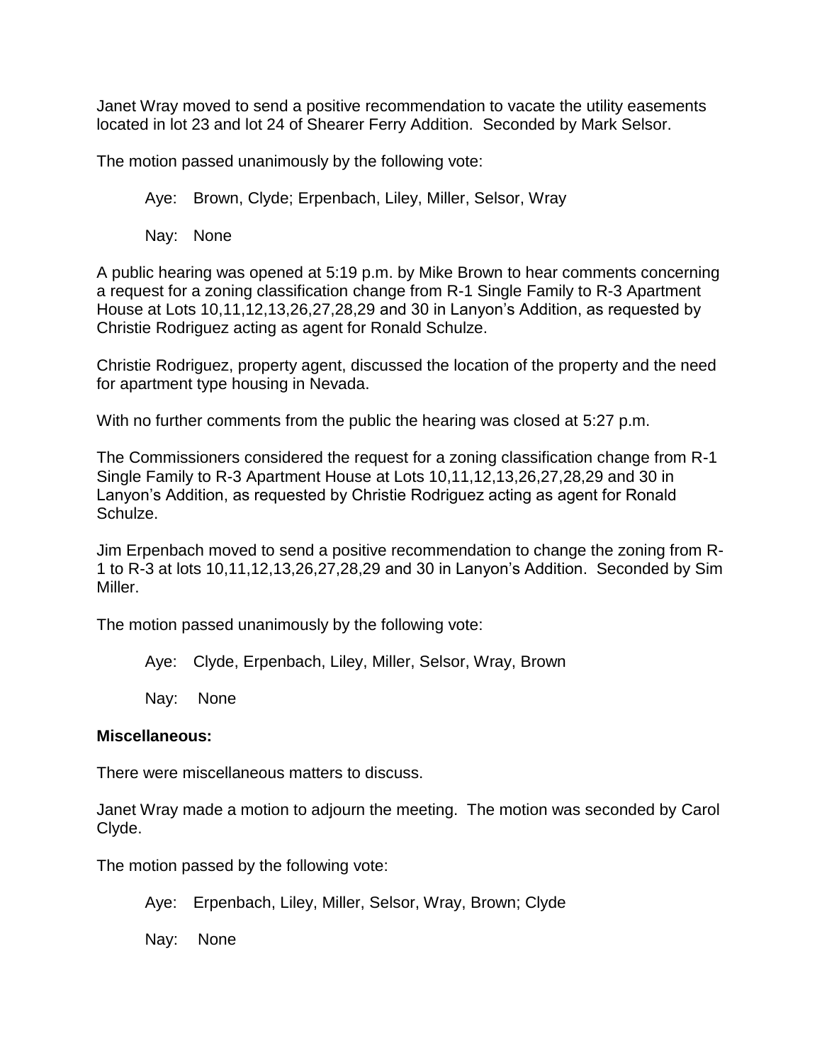Janet Wray moved to send a positive recommendation to vacate the utility easements located in lot 23 and lot 24 of Shearer Ferry Addition. Seconded by Mark Selsor.

The motion passed unanimously by the following vote:

Aye: Brown, Clyde; Erpenbach, Liley, Miller, Selsor, Wray

Nay: None

A public hearing was opened at 5:19 p.m. by Mike Brown to hear comments concerning a request for a zoning classification change from R-1 Single Family to R-3 Apartment House at Lots 10,11,12,13,26,27,28,29 and 30 in Lanyon's Addition, as requested by Christie Rodriguez acting as agent for Ronald Schulze.

Christie Rodriguez, property agent, discussed the location of the property and the need for apartment type housing in Nevada.

With no further comments from the public the hearing was closed at 5:27 p.m.

The Commissioners considered the request for a zoning classification change from R-1 Single Family to R-3 Apartment House at Lots 10,11,12,13,26,27,28,29 and 30 in Lanyon's Addition, as requested by Christie Rodriguez acting as agent for Ronald Schulze.

Jim Erpenbach moved to send a positive recommendation to change the zoning from R-1 to R-3 at lots 10,11,12,13,26,27,28,29 and 30 in Lanyon's Addition. Seconded by Sim Miller.

The motion passed unanimously by the following vote:

Aye: Clyde, Erpenbach, Liley, Miller, Selsor, Wray, Brown

Nay: None

**Miscellaneous:**

There were miscellaneous matters to discuss.

Janet Wray made a motion to adjourn the meeting. The motion was seconded by Carol Clyde.

The motion passed by the following vote:

Aye: Erpenbach, Liley, Miller, Selsor, Wray, Brown; Clyde

Nay: None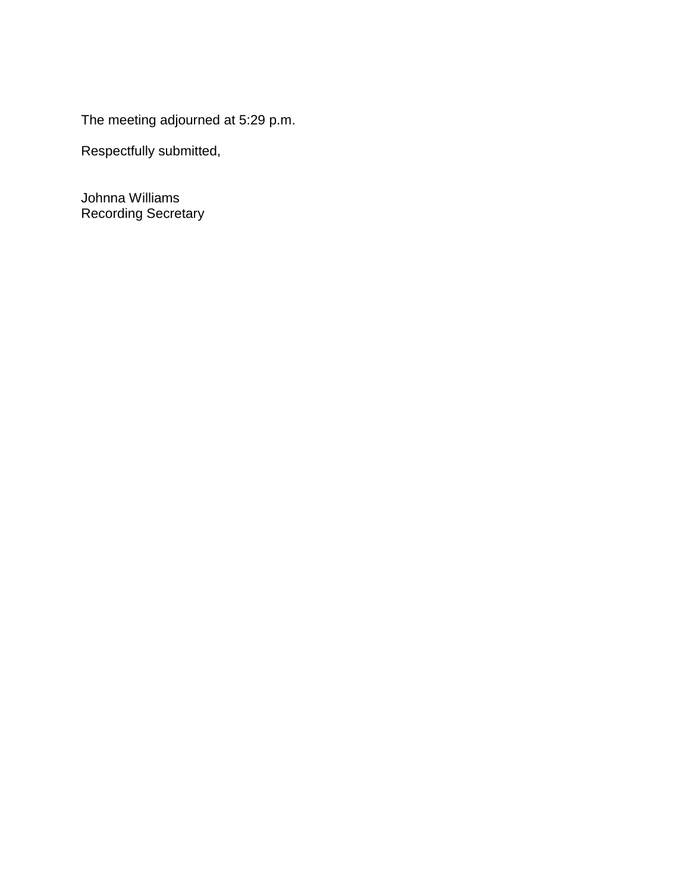The meeting adjourned at 5:29 p.m.

Respectfully submitted,

Johnna Williams
Recording Secretary